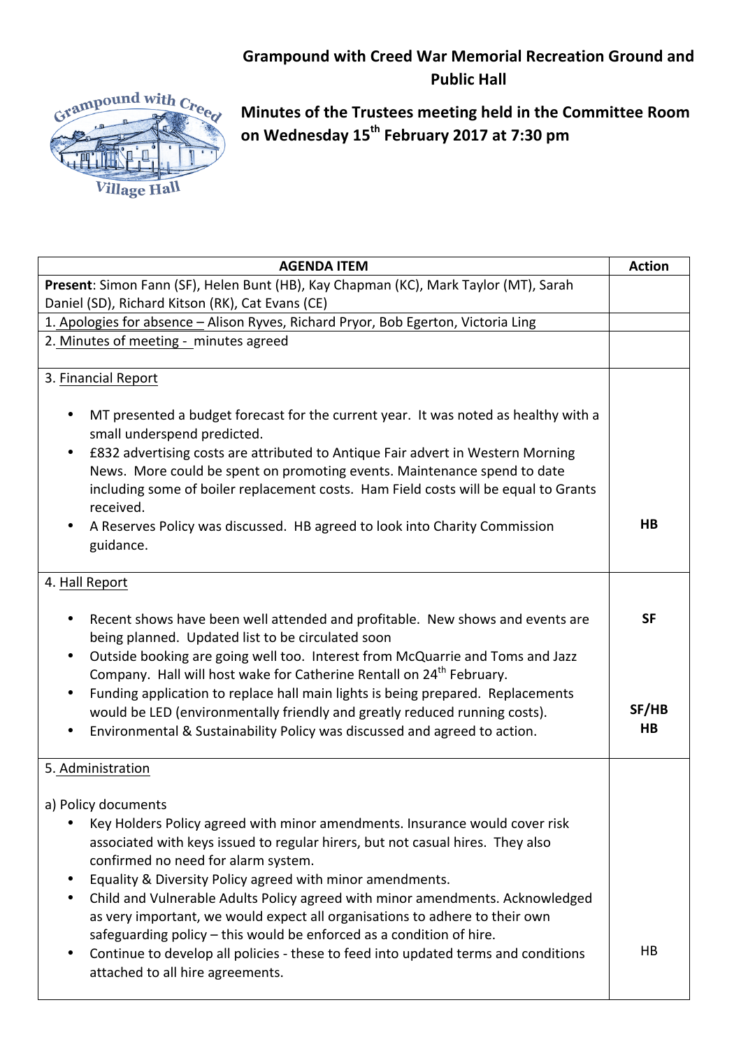# Grampound with Creed War Memorial Recreation Ground and Public Hall

## Minutes of the Trustees meeting held in the Committee Room on Wednesday 15th February 2017 at 7:30 pm

| AGENDA ITEM | Action |
|---|---|
| **Present**: Simon Fann (SF), Helen Bunt (HB), Kay Chapman (KC), Mark Taylor (MT), Sarah Daniel (SD), Richard Kitson (RK), Cat Evans (CE) | |
| 1. Apologies for absence – Alison Ryves, Richard Pryor, Bob Egerton, Victoria Ling | |
| 2. Minutes of meeting - minutes agreed | |
| 3. Financial Report<br><br>• MT presented a budget forecast for the current year. It was noted as healthy with a small underspend predicted.<br>• £832 advertising costs are attributed to Antique Fair advert in Western Morning News. More could be spent on promoting events. Maintenance spend to date including some of boiler replacement costs. Ham Field costs will be equal to Grants received.<br>• A Reserves Policy was discussed. HB agreed to look into Charity Commission guidance. | **HB** |
| 4. Hall Report<br><br>• Recent shows have been well attended and profitable. New shows and events are being planned. Updated list to be circulated soon<br>• Outside booking are going well too. Interest from McQuarrie and Toms and Jazz Company. Hall will host wake for Catherine Rentall on 24th February.<br>• Funding application to replace hall main lights is being prepared. Replacements would be LED (environmentally friendly and greatly reduced running costs).<br>• Environmental & Sustainability Policy was discussed and agreed to action. | **SF**<br><br>**SF/HB**<br>**HB** |
| 5. Administration<br><br>a) Policy documents<br>• Key Holders Policy agreed with minor amendments. Insurance would cover risk associated with keys issued to regular hirers, but not casual hires. They also confirmed no need for alarm system.<br>• Equality & Diversity Policy agreed with minor amendments.<br>• Child and Vulnerable Adults Policy agreed with minor amendments. Acknowledged as very important, we would expect all organisations to adhere to their own safeguarding policy – this would be enforced as a condition of hire.<br>• Continue to develop all policies - these to feed into updated terms and conditions attached to all hire agreements. | HB |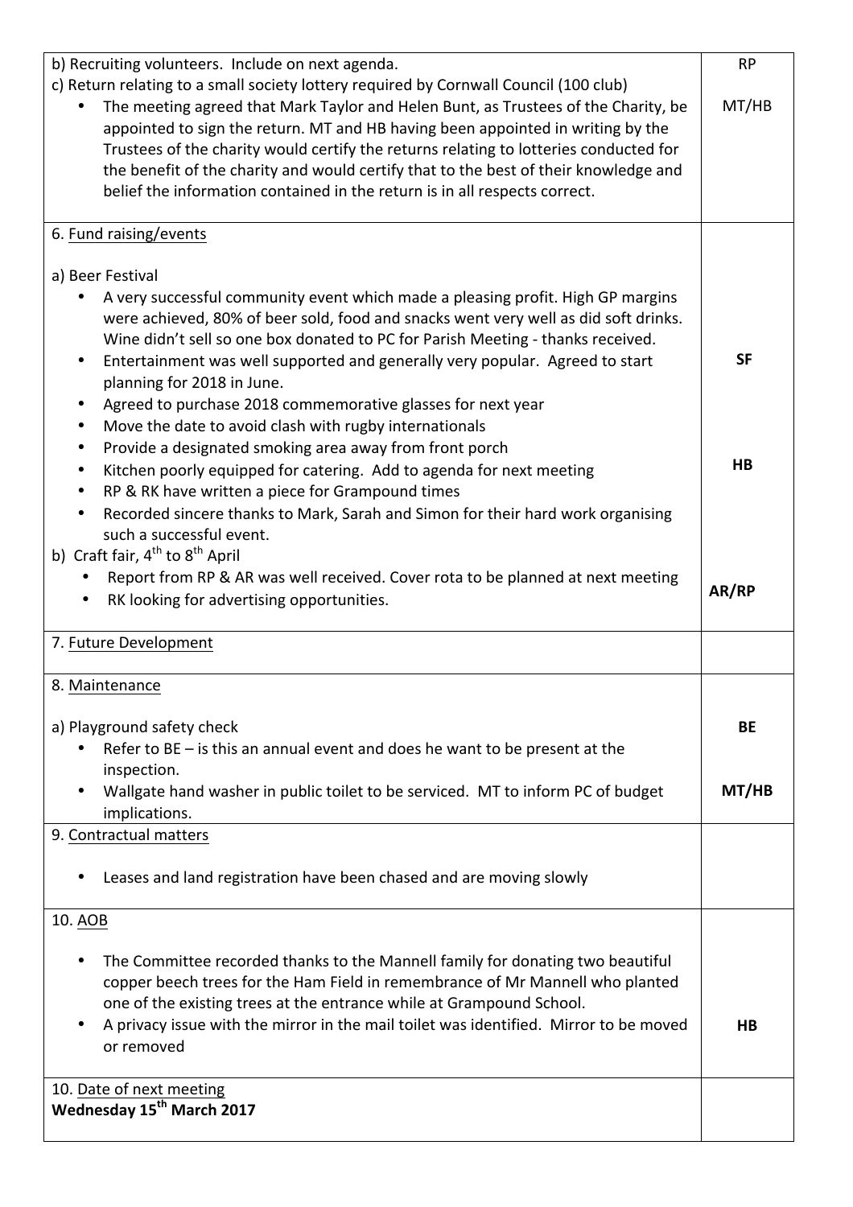| | |
|---|---|
| b) Recruiting volunteers. Include on next agenda.<br>c) Return relating to a small society lottery required by Cornwall Council (100 club)<br>• The meeting agreed that Mark Taylor and Helen Bunt, as Trustees of the Charity, be appointed to sign the return. MT and HB having been appointed in writing by the Trustees of the charity would certify the returns relating to lotteries conducted for the benefit of the charity and would certify that to the best of their knowledge and belief the information contained in the return is in all respects correct. | RP<br><br>MT/HB |
| 6. <u>Fund raising/events</u><br><br>a) Beer Festival<br>• A very successful community event which made a pleasing profit. High GP margins were achieved, 80% of beer sold, food and snacks went very well as did soft drinks. Wine didn't sell so one box donated to PC for Parish Meeting - thanks received.<br>• Entertainment was well supported and generally very popular. Agreed to start planning for 2018 in June.<br>• Agreed to purchase 2018 commemorative glasses for next year<br>• Move the date to avoid clash with rugby internationals<br>• Provide a designated smoking area away from front porch<br>• Kitchen poorly equipped for catering. Add to agenda for next meeting<br>• RP & RK have written a piece for Grampound times<br>• Recorded sincere thanks to Mark, Sarah and Simon for their hard work organising such a successful event.<br>b) Craft fair, 4th to 8th April<br>• Report from RP & AR was well received. Cover rota to be planned at next meeting<br>• RK looking for advertising opportunities. | <br><br><br><br><br>**SF**<br><br><br><br>**HB**<br><br><br><br><br><br>**AR/RP** |
| 7. <u>Future Development</u> | |
| 8. <u>Maintenance</u><br><br>a) Playground safety check<br>• Refer to BE – is this an annual event and does he want to be present at the inspection.<br>• Wallgate hand washer in public toilet to be serviced. MT to inform PC of budget implications. | <br><br>**BE**<br><br><br>**MT/HB** |
| 9. <u>Contractual matters</u><br><br>• Leases and land registration have been chased and are moving slowly | |
| 10. <u>AOB</u><br><br>• The Committee recorded thanks to the Mannell family for donating two beautiful copper beech trees for the Ham Field in remembrance of Mr Mannell who planted one of the existing trees at the entrance while at Grampound School.<br>• A privacy issue with the mirror in the mail toilet was identified. Mirror to be moved or removed | <br><br><br><br><br>**HB** |
| 10. <u>Date of next meeting</u><br>**Wednesday 15th March 2017** | |